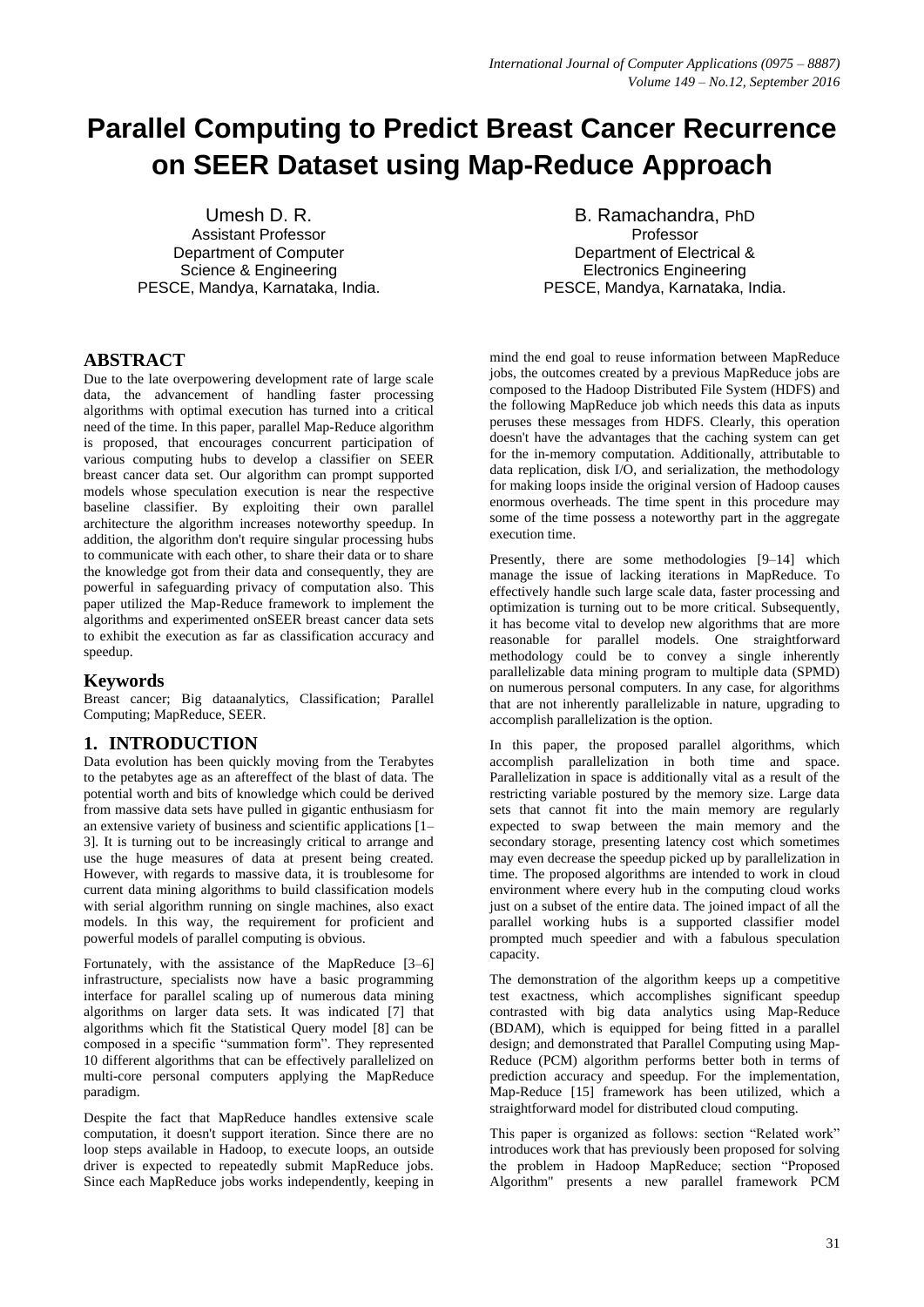# Parallel Computing to Predict Breast Cancer Recurrence on SEER Dataset using Map-Reduce Approach

Umesh D. R.
Assistant Professor
Department of Computer Science & Engineering
PESCE, Mandya, Karnataka, India.

B. Ramachandra, PhD
Professor
Department of Electrical & Electronics Engineering
PESCE, Mandya, Karnataka, India.

## ABSTRACT

Due to the late overpowering development rate of large scale data, the advancement of handling faster processing algorithms with optimal execution has turned into a critical need of the time. In this paper, parallel Map-Reduce algorithm is proposed, that encourages concurrent participation of various computing hubs to develop a classifier on SEER breast cancer data set. Our algorithm can prompt supported models whose speculation execution is near the respective baseline classifier. By exploiting their own parallel architecture the algorithm increases noteworthy speedup. In addition, the algorithm don't require singular processing hubs to communicate with each other, to share their data or to share the knowledge got from their data and consequently, they are powerful in safeguarding privacy of computation also. This paper utilized the Map-Reduce framework to implement the algorithms and experimented onSEER breast cancer data sets to exhibit the execution as far as classification accuracy and speedup.

## Keywords

Breast cancer; Big dataanalytics, Classification; Parallel Computing; MapReduce, SEER.

## 1. INTRODUCTION

Data evolution has been quickly moving from the Terabytes to the petabytes age as an aftereffect of the blast of data. The potential worth and bits of knowledge which could be derived from massive data sets have pulled in gigantic enthusiasm for an extensive variety of business and scientific applications [1–3]. It is turning out to be increasingly critical to arrange and use the huge measures of data at present being created. However, with regards to massive data, it is troublesome for current data mining algorithms to build classification models with serial algorithm running on single machines, also exact models. In this way, the requirement for proficient and powerful models of parallel computing is obvious.

Fortunately, with the assistance of the MapReduce [3–6] infrastructure, specialists now have a basic programming interface for parallel scaling up of numerous data mining algorithms on larger data sets. It was indicated [7] that algorithms which fit the Statistical Query model [8] can be composed in a specific "summation form". They represented 10 different algorithms that can be effectively parallelized on multi-core personal computers applying the MapReduce paradigm.

Despite the fact that MapReduce handles extensive scale computation, it doesn't support iteration. Since there are no loop steps available in Hadoop, to execute loops, an outside driver is expected to repeatedly submit MapReduce jobs. Since each MapReduce jobs works independently, keeping in mind the end goal to reuse information between MapReduce jobs, the outcomes created by a previous MapReduce jobs are composed to the Hadoop Distributed File System (HDFS) and the following MapReduce job which needs this data as inputs peruses these messages from HDFS. Clearly, this operation doesn't have the advantages that the caching system can get for the in-memory computation. Additionally, attributable to data replication, disk I/O, and serialization, the methodology for making loops inside the original version of Hadoop causes enormous overheads. The time spent in this procedure may some of the time possess a noteworthy part in the aggregate execution time.

Presently, there are some methodologies [9–14] which manage the issue of lacking iterations in MapReduce. To effectively handle such large scale data, faster processing and optimization is turning out to be more critical. Subsequently, it has become vital to develop new algorithms that are more reasonable for parallel models. One straightforward methodology could be to convey a single inherently parallelizable data mining program to multiple data (SPMD) on numerous personal computers. In any case, for algorithms that are not inherently parallelizable in nature, upgrading to accomplish parallelization is the option.

In this paper, the proposed parallel algorithms, which accomplish parallelization in both time and space. Parallelization in space is additionally vital as a result of the restricting variable postured by the memory size. Large data sets that cannot fit into the main memory are regularly expected to swap between the main memory and the secondary storage, presenting latency cost which sometimes may even decrease the speedup picked up by parallelization in time. The proposed algorithms are intended to work in cloud environment where every hub in the computing cloud works just on a subset of the entire data. The joined impact of all the parallel working hubs is a supported classifier model prompted much speedier and with a fabulous speculation capacity.

The demonstration of the algorithm keeps up a competitive test exactness, which accomplishes significant speedup contrasted with big data analytics using Map-Reduce (BDAM), which is equipped for being fitted in a parallel design; and demonstrated that Parallel Computing using Map-Reduce (PCM) algorithm performs better both in terms of prediction accuracy and speedup. For the implementation, Map-Reduce [15] framework has been utilized, which a straightforward model for distributed cloud computing.

This paper is organized as follows: section "Related work" introduces work that has previously been proposed for solving the problem in Hadoop MapReduce; section "Proposed Algorithm" presents a new parallel framework PCM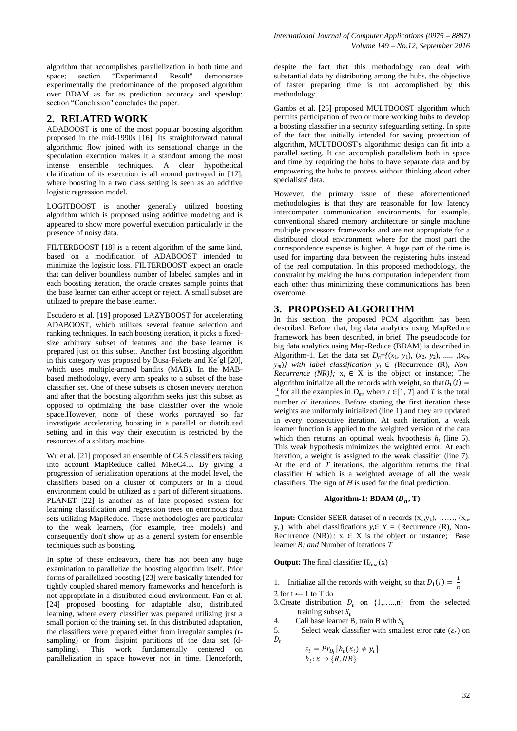algorithm that accomplishes parallelization in both time and space; section "Experimental Result" demonstrate experimentally the predominance of the proposed algorithm over BDAM as far as prediction accuracy and speedup; section "Conclusion" concludes the paper.

## 2. RELATED WORK

ADABOOST is one of the most popular boosting algorithm proposed in the mid-1990s [16]. Its straightforward natural algorithmic flow joined with its sensational change in the speculation execution makes it a standout among the most intense ensemble techniques. A clear hypothetical clarification of its execution is all around portrayed in [17], where boosting in a two class setting is seen as an additive logistic regression model.

LOGITBOOST is another generally utilized boosting algorithm which is proposed using additive modeling and is appeared to show more powerful execution particularly in the presence of noisy data.

FILTERBOOST [18] is a recent algorithm of the same kind, based on a modification of ADABOOST intended to minimize the logistic loss. FILTERBOOST expect an oracle that can deliver boundless number of labeled samples and in each boosting iteration, the oracle creates sample points that the base learner can either accept or reject. A small subset are utilized to prepare the base learner.

Escudero et al. [19] proposed LAZYBOOST for accelerating ADABOOST, which utilizes several feature selection and ranking techniques. In each boosting iteration, it picks a fixed-size arbitrary subset of features and the base learner is prepared just on this subset. Another fast boosting algorithm in this category was proposed by Busa-Fekete and Ke´gl [20], which uses multiple-armed bandits (MAB). In the MAB-based methodology, every arm speaks to a subset of the base classifier set. One of these subsets is chosen inevery iteration and after that the boosting algorithm seeks just this subset as opposed to optimizing the base classifier over the whole space.However, none of these works portrayed so far investigate accelerating boosting in a parallel or distributed setting and in this way their execution is restricted by the resources of a solitary machine.

Wu et al. [21] proposed an ensemble of C4.5 classifiers taking into account MapReduce called MReC4.5. By giving a progression of serialization operations at the model level, the classifiers based on a cluster of computers or in a cloud environment could be utilized as a part of different situations. PLANET [22] is another as of late proposed system for learning classification and regression trees on enormous data sets utilizing MapReduce. These methodologies are particular to the weak learners, (for example, tree models) and consequently don't show up as a general system for ensemble techniques such as boosting.

In spite of these endeavors, there has not been any huge examination to parallelize the boosting algorithm itself. Prior forms of parallelized boosting [23] were basically intended for tightly coupled shared memory frameworks and henceforth is not appropriate in a distributed cloud environment. Fan et al. [24] proposed boosting for adaptable also, distributed learning, where every classifier was prepared utilizing just a small portion of the training set. In this distributed adaptation, the classifiers were prepared either from irregular samples (r-sampling) or from disjoint partitions of the data set (d-sampling). This work fundamentally centered on parallelization in space however not in time. Henceforth, despite the fact that this methodology can deal with substantial data by distributing among the hubs, the objective of faster preparing time is not accomplished by this methodology.

Gambs et al. [25] proposed MULTBOOST algorithm which permits participation of two or more working hubs to develop a boosting classifier in a security safeguarding setting. In spite of the fact that initially intended for saving protection of algorithm, MULTBOOST's algorithmic design can fit into a parallel setting. It can accomplish parallelism both in space and time by requiring the hubs to have separate data and by empowering the hubs to process without thinking about other specialists' data.

However, the primary issue of these aforementioned methodologies is that they are reasonable for low latency intercomputer communication environments, for example, conventional shared memory architecture or single machine multiple processors frameworks and are not appropriate for a distributed cloud environment where for the most part the correspondence expense is higher. A huge part of the time is used for imparting data between the registering hubs instead of the real computation. In this proposed methodology, the constraint by making the hubs computation independent from each other thus minimizing these communications has been overcome.

## 3. PROPOSED ALGORITHM

In this section, the proposed PCM algorithm has been described. Before that, big data analytics using MapReduce framework has been described, in brief. The pseudocode for big data analytics using Map-Reduce (BDAM) is described in Algorithm-1. Let the data set $D_n=\{(x_1, y_1), (x_2, y_2), ....., (x_m, y_m)\}$ *with label classification* $y_i \in$ *{*Recurrence (R), *Non-Recurrence (NR)};* $x_i \in X$ is the object or instance; The algorithm initialize all the records with weight, so that$D_1(i) = \frac{1}{m}$for all the examples in $D_m$, where $t \in [1, T]$ and $T$ is the total number of iterations. Before starting the first iteration these weights are uniformly initialized (line 1) and they are updated in every consecutive iteration. At each iteration, a weak learner function is applied to the weighted version of the data which then returns an optimal weak hypothesis $h_t$ (line 5). This weak hypothesis minimizes the weighted error. At each iteration, a weight is assigned to the weak classifier (line 7). At the end of $T$ iterations, the algorithm returns the final classifier $H$ which is a weighted average of all the weak classifiers. The sign of $H$ is used for the final prediction.

**Algorithm-1: BDAM ($D_n$, T)**

**Input:** Consider SEER dataset of n records $(x_1,y_1)$, ……, $(x_n, y_n)$ with label classifications $y_i \in Y$ = {Recurrence (R), Non-Recurrence (NR)}*;* $x_i \in X$ is the object or instance; Base learner *B; and* Number of iterations *T*

**Output:** The final classifier $H_{final}(x)$

1. Initialize all the records with weight, so that $D_1(i) = \frac{1}{n}$
2. for t ← 1 to T do
3. Create distribution $D_t$ on {1,…..,n} from the selected training subset $S_t$
4. Call base learner B, train B with $S_t$
5. Select weak classifier with smallest error rate ($\varepsilon_t$) on $D_t$

$$\varepsilon_t = Pr_{D_t}[h_t(x_i) \neq y_i]$$
$$h_t: x \rightarrow \{R, NR\}$$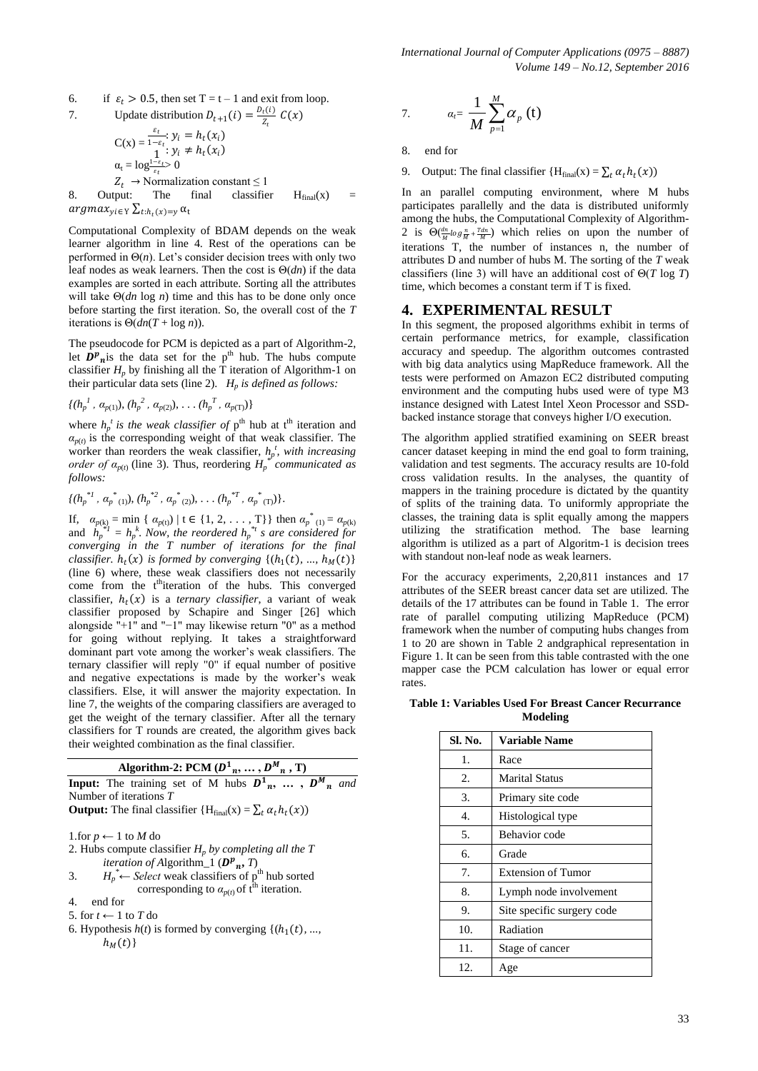6. if $\varepsilon_t > 0.5$, then set T = t – 1 and exit from loop.

7. Update distribution $D_{t+1}(i) = \frac{D_t(i)}{Z_t}\ C(x)$

$$C(x) = \begin{cases} \frac{\varepsilon_t}{1-\varepsilon_t} : y_i = h_t(x_i) \\ 1 : y_i \neq h_t(x_i) \end{cases}$$

$\alpha_t = \log\frac{1-\varepsilon_t}{\varepsilon_t} > 0$

$Z_t$ → Normalization constant ≤ 1

8. Output: The final classifier $H_{final}(x) = argmax_{yi\in Y}\sum_{t:h_t(x)=y}\alpha_t$

Computational Complexity of BDAM depends on the weak learner algorithm in line 4. Rest of the operations can be performed in Θ(*n*). Let's consider decision trees with only two leaf nodes as weak learners. Then the cost is Θ(*dn*) if the data examples are sorted in each attribute. Sorting all the attributes will take Θ(*dn* log *n*) time and this has to be done only once before starting the first iteration. So, the overall cost of the *T* iterations is Θ(*dn*(*T* + log *n*)).

The pseudocode for PCM is depicted as a part of Algorithm-2, let $\boldsymbol{D^p}_n$ is the data set for the p[th] hub. The hubs compute classifier $H_p$ by finishing all the T iteration of Algorithm-1 on their particular data sets (line 2). *$H_p$ is defined as follows:*

$\{(h_p^{\,1}, \alpha_{p(1)}), (h_p^{\,2}, \alpha_{p(2)}), \ldots (h_p^{\,T}, \alpha_{p(T)})\}$

where $h_p^{\,t}$ *is the weak classifier of* p[th] hub at t[th] iteration and $\alpha_{p(t)}$ is the corresponding weight of that weak classifier. The worker than reorders the weak classifier, $h_p^{\,t}$, *with increasing order of* $\alpha_{p(t)}$ (line 3). Thus, reordering $H_p^{\,*}$ *communicated as follows:*

$\{(h_p^{*1}, \alpha_{p\ (1)}^{*}), (h_p^{*2}, \alpha_{p\ (2)}^{*}), \ldots (h_p^{*T}, \alpha_{p\ (T)}^{*})\}$.

If, $\alpha_{p(k)} = \min\{\alpha_{p(t)} \mid t \in \{1, 2, \ldots, T\}\}$ then $\alpha_{p\ (1)}^{*} = \alpha_{p(k)}$ and $h_p^{*1} = h_p^{\,k}$. *Now, the reordered* $h_p^{*t}$ *s are considered for converging in the T number of iterations for the final classifier.* $h_t(x)$ *is formed by converging* $\{(h_1(t), \ldots, h_M(t)\}$ (line 6) where, these weak classifiers does not necessarily come from the t[th]iteration of the hubs. This converged classifier, $h_t(x)$ is a *ternary classifier*, a variant of weak classifier proposed by Schapire and Singer [26] which alongside "+1" and "−1" may likewise return "0" as a method for going without replying. It takes a straightforward dominant part vote among the worker's weak classifiers. The ternary classifier will reply "0" if equal number of positive and negative expectations is made by the worker's weak classifiers. Else, it will answer the majority expectation. In line 7, the weights of the comparing classifiers are averaged to get the weight of the ternary classifier. After all the ternary classifiers for T rounds are created, the algorithm gives back their weighted combination as the final classifier.

**Algorithm-2: PCM ($\boldsymbol{D^1}_n, \ldots, \boldsymbol{D^M}_n$, T)**

**Input:** The training set of M hubs $\boldsymbol{D^1}_n, \ldots, \boldsymbol{D^M}_n$ *and* Number of iterations *T*

**Output:** The final classifier $\{H_{final}(x) = \sum_t \alpha_t h_t(x)\}$

1. for *p* ← 1 to *M* do
2. Hubs compute classifier $H_p$ *by completing all the T iteration of A*lgorithm_1 ($\boldsymbol{D^p}_n$, *T*)
3. $H_p^{\,*}$ ← *Select* weak classifiers of p[th] hub sorted corresponding to $\alpha_{p(t)}$ of t[th] iteration.
4. end for
5. for *t* ← 1 to *T* do
6. Hypothesis *h*(*t*) is formed by converging $\{(h_1(t), \ldots, h_M(t)\}$
7. $$\alpha_t = \frac{1}{M}\sum_{p=1}^{M}\alpha_p\ (t)$$
8. end for
9. Output: The final classifier $\{H_{final}(x) = \sum_t \alpha_t h_t(x)\}$

In an parallel computing environment, where M hubs participates parallelly and the data is distributed uniformly among the hubs, the Computational Complexity of Algorithm-2 is $\Theta(\frac{dn}{M}\log\frac{n}{M} + \frac{Tdn}{M})$ which relies on upon the number of iterations T, the number of instances n, the number of attributes D and number of hubs M. The sorting of the *T* weak classifiers (line 3) will have an additional cost of Θ(*T* log *T*) time, which becomes a constant term if T is fixed.

## 4. EXPERIMENTAL RESULT

In this segment, the proposed algorithms exhibit in terms of certain performance metrics, for example, classification accuracy and speedup. The algorithm outcomes contrasted with big data analytics using MapReduce framework. All the tests were performed on Amazon EC2 distributed computing environment and the computing hubs used were of type M3 instance designed with Latest Intel Xeon Processor and SSD-backed instance storage that conveys higher I/O execution.

The algorithm applied stratified examining on SEER breast cancer dataset keeping in mind the end goal to form training, validation and test segments. The accuracy results are 10-fold cross validation results. In the analyses, the quantity of mappers in the training procedure is dictated by the quantity of splits of the training data. To uniformly appropriate the classes, the training data is split equally among the mappers utilizing the stratification method. The base learning algorithm is utilized as a part of Algoritm-1 is decision trees with standout non-leaf node as weak learners.

For the accuracy experiments, 2,20,811 instances and 17 attributes of the SEER breast cancer data set are utilized. The details of the 17 attributes can be found in Table 1. The error rate of parallel computing utilizing MapReduce (PCM) framework when the number of computing hubs changes from 1 to 20 are shown in Table 2 andgraphical representation in Figure 1. It can be seen from this table contrasted with the one mapper case the PCM calculation has lower or equal error rates.

**Table 1: Variables Used For Breast Cancer Recurrance Modeling**

| Sl. No. | Variable Name |
|---|---|
| 1. | Race |
| 2. | Marital Status |
| 3. | Primary site code |
| 4. | Histological type |
| 5. | Behavior code |
| 6. | Grade |
| 7. | Extension of Tumor |
| 8. | Lymph node involvement |
| 9. | Site specific surgery code |
| 10. | Radiation |
| 11. | Stage of cancer |
| 12. | Age |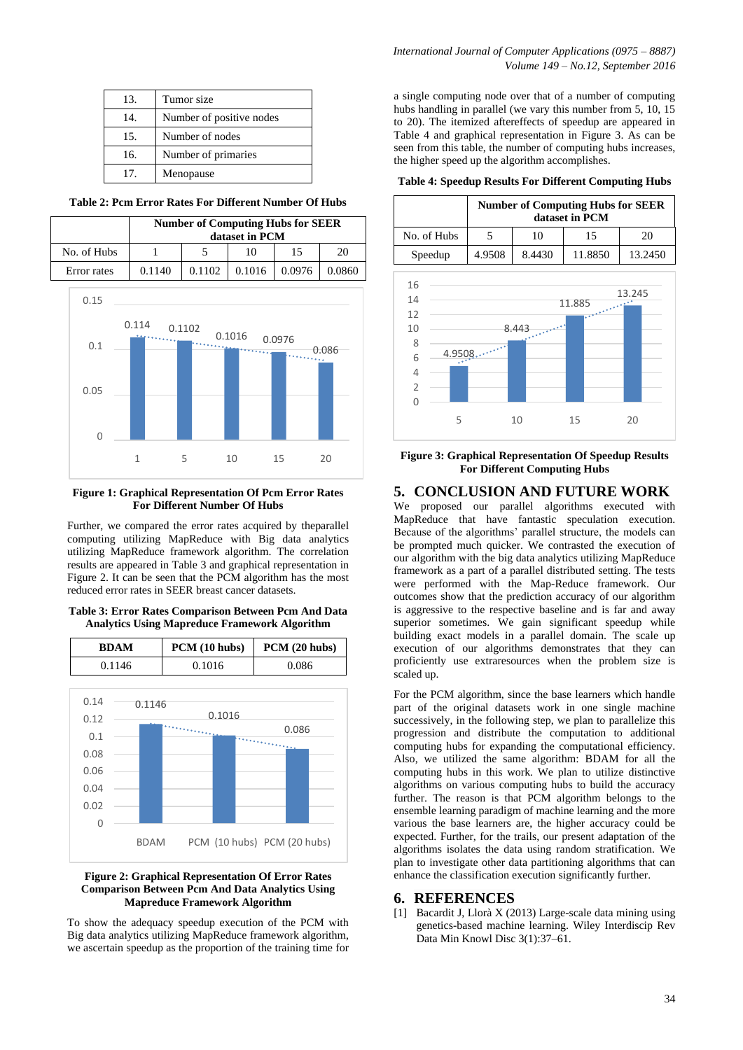| 13. | Tumor size |
|---|---|
| 14. | Number of positive nodes |
| 15. | Number of nodes |
| 16. | Number of primaries |
| 17. | Menopause |

**Table 2: Pcm Error Rates For Different Number Of Hubs**

| | Number of Computing Hubs for SEER dataset in PCM | | | | |
|---|---|---|---|---|---|
| No. of Hubs | 1 | 5 | 10 | 15 | 20 |
| Error rates | 0.1140 | 0.1102 | 0.1016 | 0.0976 | 0.0860 |

**Figure 1: Graphical Representation Of Pcm Error Rates For Different Number Of Hubs**

Further, we compared the error rates acquired by theparallel computing utilizing MapReduce with Big data analytics utilizing MapReduce framework algorithm. The correlation results are appeared in Table 3 and graphical representation in Figure 2. It can be seen that the PCM algorithm has the most reduced error rates in SEER breast cancer datasets.

**Table 3: Error Rates Comparison Between Pcm And Data Analytics Using Mapreduce Framework Algorithm**

| BDAM | PCM (10 hubs) | PCM (20 hubs) |
|---|---|---|
| 0.1146 | 0.1016 | 0.086 |

**Figure 2: Graphical Representation Of Error Rates Comparison Between Pcm And Data Analytics Using Mapreduce Framework Algorithm**

To show the adequacy speedup execution of the PCM with Big data analytics utilizing MapReduce framework algorithm, we ascertain speedup as the proportion of the training time for a single computing node over that of a number of computing hubs handling in parallel (we vary this number from 5, 10, 15 to 20). The itemized aftereffects of speedup are appeared in Table 4 and graphical representation in Figure 3. As can be seen from this table, the number of computing hubs increases, the higher speed up the algorithm accomplishes.

**Table 4: Speedup Results For Different Computing Hubs**

| | Number of Computing Hubs for SEER dataset in PCM | | | |
|---|---|---|---|---|
| No. of Hubs | 5 | 10 | 15 | 20 |
| Speedup | 4.9508 | 8.4430 | 11.8850 | 13.2450 |

**Figure 3: Graphical Representation Of Speedup Results For Different Computing Hubs**

## 5. CONCLUSION AND FUTURE WORK

We proposed our parallel algorithms executed with MapReduce that have fantastic speculation execution. Because of the algorithms' parallel structure, the models can be prompted much quicker. We contrasted the execution of our algorithm with the big data analytics utilizing MapReduce framework as a part of a parallel distributed setting. The tests were performed with the Map-Reduce framework. Our outcomes show that the prediction accuracy of our algorithm is aggressive to the respective baseline and is far and away superior sometimes. We gain significant speedup while building exact models in a parallel domain. The scale up execution of our algorithms demonstrates that they can proficiently use extraresources when the problem size is scaled up.

For the PCM algorithm, since the base learners which handle part of the original datasets work in one single machine successively, in the following step, we plan to parallelize this progression and distribute the computation to additional computing hubs for expanding the computational efficiency. Also, we utilized the same algorithm: BDAM for all the computing hubs in this work. We plan to utilize distinctive algorithms on various computing hubs to build the accuracy further. The reason is that PCM algorithm belongs to the ensemble learning paradigm of machine learning and the more various the base learners are, the higher accuracy could be expected. Further, for the trails, our present adaptation of the algorithms isolates the data using random stratification. We plan to investigate other data partitioning algorithms that can enhance the classification execution significantly further.

## 6. REFERENCES

[1] Bacardit J, Llorà X (2013) Large-scale data mining using genetics-based machine learning. Wiley Interdiscip Rev Data Min Knowl Disc 3(1):37–61.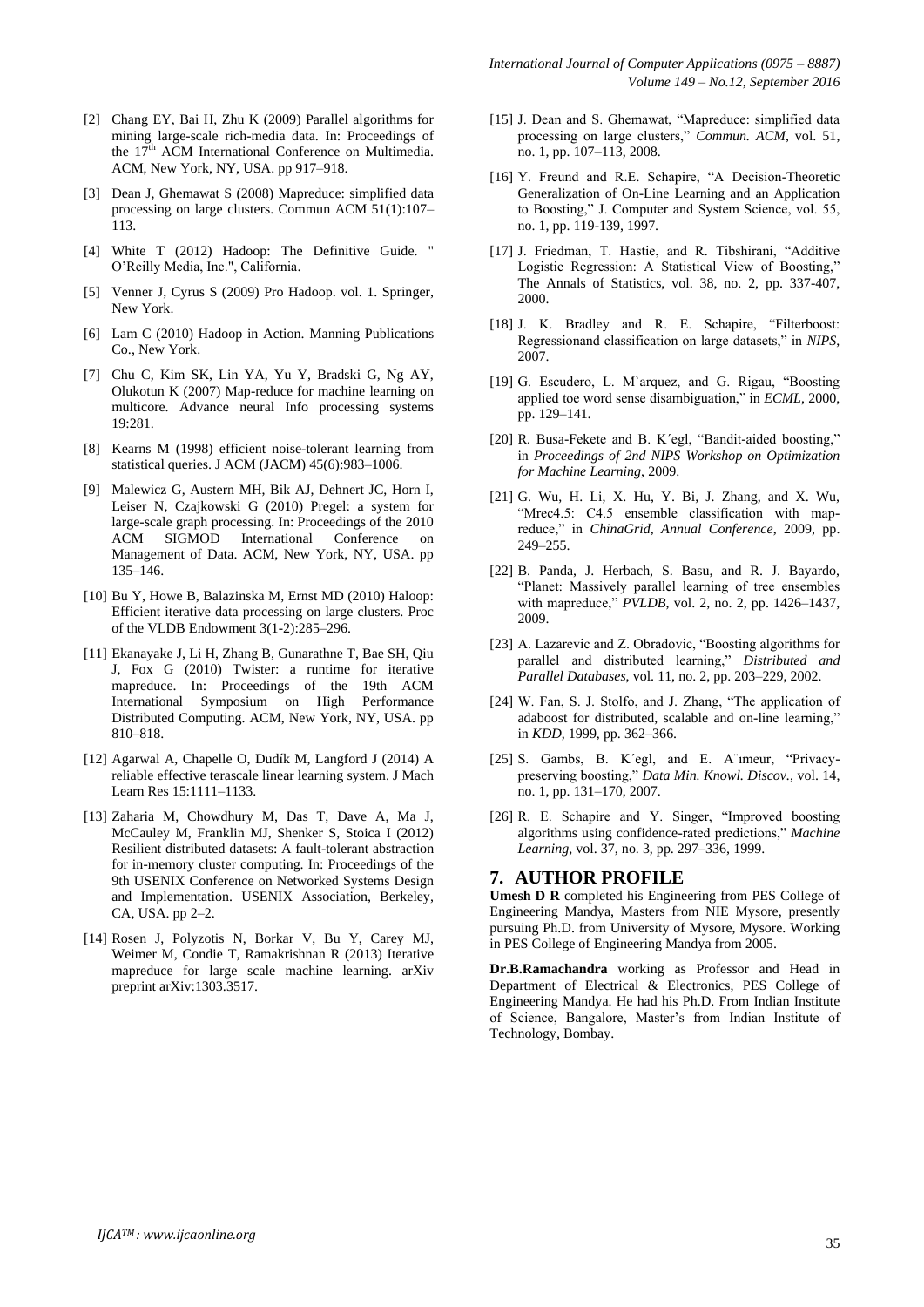[2] Chang EY, Bai H, Zhu K (2009) Parallel algorithms for mining large-scale rich-media data. In: Proceedings of the 17th ACM International Conference on Multimedia. ACM, New York, NY, USA. pp 917–918.

[3] Dean J, Ghemawat S (2008) Mapreduce: simplified data processing on large clusters. Commun ACM 51(1):107–113.

[4] White T (2012) Hadoop: The Definitive Guide. " O'Reilly Media, Inc.", California.

[5] Venner J, Cyrus S (2009) Pro Hadoop. vol. 1. Springer, New York.

[6] Lam C (2010) Hadoop in Action. Manning Publications Co., New York.

[7] Chu C, Kim SK, Lin YA, Yu Y, Bradski G, Ng AY, Olukotun K (2007) Map-reduce for machine learning on multicore. Advance neural Info processing systems 19:281.

[8] Kearns M (1998) efficient noise-tolerant learning from statistical queries. J ACM (JACM) 45(6):983–1006.

[9] Malewicz G, Austern MH, Bik AJ, Dehnert JC, Horn I, Leiser N, Czajkowski G (2010) Pregel: a system for large-scale graph processing. In: Proceedings of the 2010 ACM SIGMOD International Conference on Management of Data. ACM, New York, NY, USA. pp 135–146.

[10] Bu Y, Howe B, Balazinska M, Ernst MD (2010) Haloop: Efficient iterative data processing on large clusters. Proc of the VLDB Endowment 3(1-2):285–296.

[11] Ekanayake J, Li H, Zhang B, Gunarathne T, Bae SH, Qiu J, Fox G (2010) Twister: a runtime for iterative mapreduce. In: Proceedings of the 19th ACM International Symposium on High Performance Distributed Computing. ACM, New York, NY, USA. pp 810–818.

[12] Agarwal A, Chapelle O, Dudík M, Langford J (2014) A reliable effective terascale linear learning system. J Mach Learn Res 15:1111–1133.

[13] Zaharia M, Chowdhury M, Das T, Dave A, Ma J, McCauley M, Franklin MJ, Shenker S, Stoica I (2012) Resilient distributed datasets: A fault-tolerant abstraction for in-memory cluster computing. In: Proceedings of the 9th USENIX Conference on Networked Systems Design and Implementation. USENIX Association, Berkeley, CA, USA. pp 2–2.

[14] Rosen J, Polyzotis N, Borkar V, Bu Y, Carey MJ, Weimer M, Condie T, Ramakrishnan R (2013) Iterative mapreduce for large scale machine learning. arXiv preprint arXiv:1303.3517.

[15] J. Dean and S. Ghemawat, "Mapreduce: simplified data processing on large clusters," *Commun. ACM*, vol. 51, no. 1, pp. 107–113, 2008.

[16] Y. Freund and R.E. Schapire, "A Decision-Theoretic Generalization of On-Line Learning and an Application to Boosting," J. Computer and System Science, vol. 55, no. 1, pp. 119-139, 1997.

[17] J. Friedman, T. Hastie, and R. Tibshirani, "Additive Logistic Regression: A Statistical View of Boosting," The Annals of Statistics, vol. 38, no. 2, pp. 337-407, 2000.

[18] J. K. Bradley and R. E. Schapire, "Filterboost: Regressionand classification on large datasets," in *NIPS*, 2007.

[19] G. Escudero, L. M`arquez, and G. Rigau, "Boosting applied toe word sense disambiguation," in *ECML*, 2000, pp. 129–141.

[20] R. Busa-Fekete and B. K´egl, "Bandit-aided boosting," in *Proceedings of 2nd NIPS Workshop on Optimization for Machine Learning*, 2009.

[21] G. Wu, H. Li, X. Hu, Y. Bi, J. Zhang, and X. Wu, "Mrec4.5: C4.5 ensemble classification with mapreduce," in *ChinaGrid, Annual Conference*, 2009, pp. 249–255.

[22] B. Panda, J. Herbach, S. Basu, and R. J. Bayardo, "Planet: Massively parallel learning of tree ensembles with mapreduce," *PVLDB*, vol. 2, no. 2, pp. 1426–1437, 2009.

[23] A. Lazarevic and Z. Obradovic, "Boosting algorithms for parallel and distributed learning," *Distributed and Parallel Databases*, vol. 11, no. 2, pp. 203–229, 2002.

[24] W. Fan, S. J. Stolfo, and J. Zhang, "The application of adaboost for distributed, scalable and on-line learning," in *KDD*, 1999, pp. 362–366.

[25] S. Gambs, B. K´egl, and E. A¨ımeur, "Privacy-preserving boosting," *Data Min. Knowl. Discov.*, vol. 14, no. 1, pp. 131–170, 2007.

[26] R. E. Schapire and Y. Singer, "Improved boosting algorithms using confidence-rated predictions," *Machine Learning*, vol. 37, no. 3, pp. 297–336, 1999.

## 7. AUTHOR PROFILE

**Umesh D R** completed his Engineering from PES College of Engineering Mandya, Masters from NIE Mysore, presently pursuing Ph.D. from University of Mysore, Mysore. Working in PES College of Engineering Mandya from 2005.

**Dr.B.Ramachandra** working as Professor and Head in Department of Electrical & Electronics, PES College of Engineering Mandya. He had his Ph.D. From Indian Institute of Science, Bangalore, Master's from Indian Institute of Technology, Bombay.